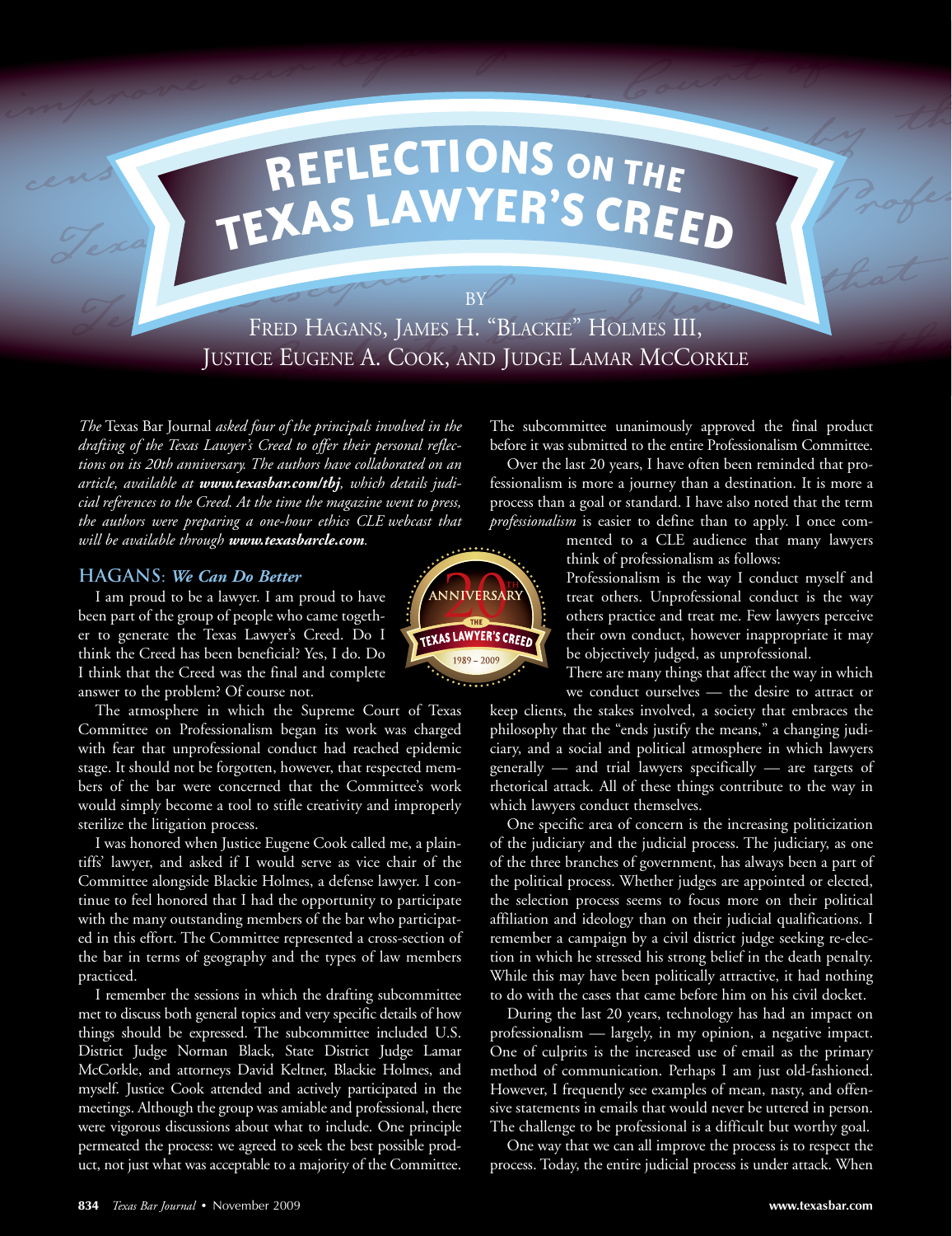# REFLECTIONS ON THE TEXAS LAWYER'S CREED

BY

FRED HAGANS, JAMES H. "BLACKIE" HOLMES III, JUSTICE EUGENE A. COOK, AND JUDGE LAMAR MCCORKLE

*The* Texas Bar Journal *asked four of the principals involved in the drafting of the Texas Lawyer's Creed to offer their personal reflections on its 20th anniversary. The authors have collaborated on an article, available at **www.texasbar.com/tbj**, which details judicial references to the Creed. At the time the magazine went to press, the authors were preparing a one-hour ethics CLE webcast that will be available through **www.texasbarcle.com**.*

## HAGANS: *We Can Do Better*

I am proud to be a lawyer. I am proud to have been part of the group of people who came together to generate the Texas Lawyer's Creed. Do I think the Creed has been beneficial? Yes, I do. Do I think that the Creed was the final and complete answer to the problem? Of course not.

The atmosphere in which the Supreme Court of Texas Committee on Professionalism began its work was charged with fear that unprofessional conduct had reached epidemic stage. It should not be forgotten, however, that respected members of the bar were concerned that the Committee's work would simply become a tool to stifle creativity and improperly sterilize the litigation process.

I was honored when Justice Eugene Cook called me, a plaintiffs' lawyer, and asked if I would serve as vice chair of the Committee alongside Blackie Holmes, a defense lawyer. I continue to feel honored that I had the opportunity to participate with the many outstanding members of the bar who participated in this effort. The Committee represented a cross-section of the bar in terms of geography and the types of law members practiced.

I remember the sessions in which the drafting subcommittee met to discuss both general topics and very specific details of how things should be expressed. The subcommittee included U.S. District Judge Norman Black, State District Judge Lamar McCorkle, and attorneys David Keltner, Blackie Holmes, and myself. Justice Cook attended and actively participated in the meetings. Although the group was amiable and professional, there were vigorous discussions about what to include. One principle permeated the process: we agreed to seek the best possible product, not just what was acceptable to a majority of the Committee. The subcommittee unanimously approved the final product before it was submitted to the entire Professionalism Committee.

Over the last 20 years, I have often been reminded that professionalism is more a journey than a destination. It is more a process than a goal or standard. I have also noted that the term *professionalism* is easier to define than to apply. I once commented to a CLE audience that many lawyers think of professionalism as follows:

Professionalism is the way I conduct myself and treat others. Unprofessional conduct is the way others practice and treat me. Few lawyers perceive their own conduct, however inappropriate it may be objectively judged, as unprofessional.

There are many things that affect the way in which we conduct ourselves — the desire to attract or keep clients, the stakes involved, a society that embraces the philosophy that the "ends justify the means," a changing judiciary, and a social and political atmosphere in which lawyers generally — and trial lawyers specifically — are targets of rhetorical attack. All of these things contribute to the way in which lawyers conduct themselves.

One specific area of concern is the increasing politicization of the judiciary and the judicial process. The judiciary, as one of the three branches of government, has always been a part of the political process. Whether judges are appointed or elected, the selection process seems to focus more on their political affiliation and ideology than on their judicial qualifications. I remember a campaign by a civil district judge seeking re-election in which he stressed his strong belief in the death penalty. While this may have been politically attractive, it had nothing to do with the cases that came before him on his civil docket.

During the last 20 years, technology has had an impact on professionalism — largely, in my opinion, a negative impact. One of culprits is the increased use of email as the primary method of communication. Perhaps I am just old-fashioned. However, I frequently see examples of mean, nasty, and offensive statements in emails that would never be uttered in person. The challenge to be professional is a difficult but worthy goal.

One way that we can all improve the process is to respect the process. Today, the entire judicial process is under attack. When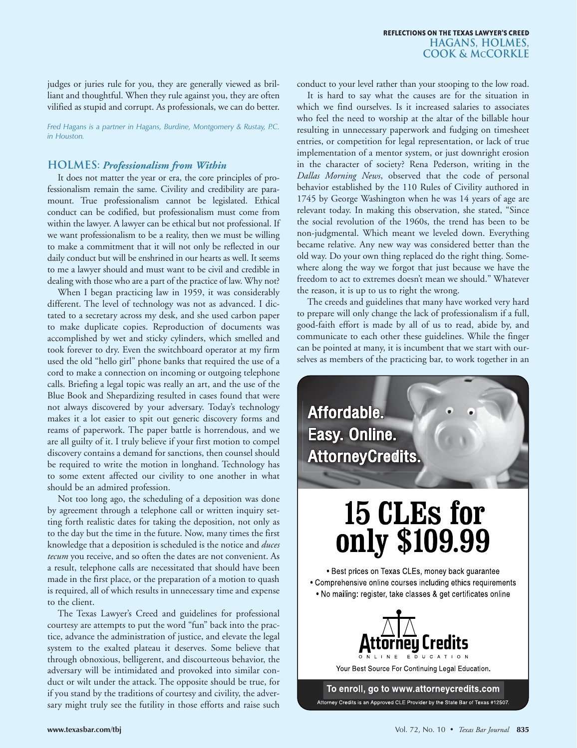judges or juries rule for you, they are generally viewed as brilliant and thoughtful. When they rule against you, they are often vilified as stupid and corrupt. As professionals, we can do better.

*Fred Hagans is a partner in Hagans, Burdine, Montgomery & Rustay, P.C. in Houston.*

## HOLMES: *Professionalism from Within*

It does not matter the year or era, the core principles of professionalism remain the same. Civility and credibility are paramount. True professionalism cannot be legislated. Ethical conduct can be codified, but professionalism must come from within the lawyer. A lawyer can be ethical but not professional. If we want professionalism to be a reality, then we must be willing to make a commitment that it will not only be reflected in our daily conduct but will be enshrined in our hearts as well. It seems to me a lawyer should and must want to be civil and credible in dealing with those who are a part of the practice of law. Why not?

When I began practicing law in 1959, it was considerably different. The level of technology was not as advanced. I dictated to a secretary across my desk, and she used carbon paper to make duplicate copies. Reproduction of documents was accomplished by wet and sticky cylinders, which smelled and took forever to dry. Even the switchboard operator at my firm used the old "hello girl" phone banks that required the use of a cord to make a connection on incoming or outgoing telephone calls. Briefing a legal topic was really an art, and the use of the Blue Book and Shepardizing resulted in cases found that were not always discovered by your adversary. Today's technology makes it a lot easier to spit out generic discovery forms and reams of paperwork. The paper battle is horrendous, and we are all guilty of it. I truly believe if your first motion to compel discovery contains a demand for sanctions, then counsel should be required to write the motion in longhand. Technology has to some extent affected our civility to one another in what should be an admired profession.

Not too long ago, the scheduling of a deposition was done by agreement through a telephone call or written inquiry setting forth realistic dates for taking the deposition, not only as to the day but the time in the future. Now, many times the first knowledge that a deposition is scheduled is the notice and *duces tecum* you receive, and so often the dates are not convenient. As a result, telephone calls are necessitated that should have been made in the first place, or the preparation of a motion to quash is required, all of which results in unnecessary time and expense to the client.

The Texas Lawyer's Creed and guidelines for professional courtesy are attempts to put the word "fun" back into the practice, advance the administration of justice, and elevate the legal system to the exalted plateau it deserves. Some believe that through obnoxious, belligerent, and discourteous behavior, the adversary will be intimidated and provoked into similar conduct or wilt under the attack. The opposite should be true, for if you stand by the traditions of courtesy and civility, the adversary might truly see the futility in those efforts and raise such conduct to your level rather than your stooping to the low road.

It is hard to say what the causes are for the situation in which we find ourselves. Is it increased salaries to associates who feel the need to worship at the altar of the billable hour resulting in unnecessary paperwork and fudging on timesheet entries, or competition for legal representation, or lack of true implementation of a mentor system, or just downright erosion in the character of society? Rena Pederson, writing in the *Dallas Morning News*, observed that the code of personal behavior established by the 110 Rules of Civility authored in 1745 by George Washington when he was 14 years of age are relevant today. In making this observation, she stated, "Since the social revolution of the 1960s, the trend has been to be non-judgmental. Which meant we leveled down. Everything became relative. Any new way was considered better than the old way. Do your own thing replaced do the right thing. Somewhere along the way we forgot that just because we have the freedom to act to extremes doesn't mean we should." Whatever the reason, it is up to us to right the wrong.

The creeds and guidelines that many have worked very hard to prepare will only change the lack of professionalism if a full, good-faith effort is made by all of us to read, abide by, and communicate to each other these guidelines. While the finger can be pointed at many, it is incumbent that we start with ourselves as members of the practicing bar, to work together in an

Affordable. Easy. Online. AttorneyCredits.

**15 CLEs for only $109.99**

- Best prices on Texas CLEs, money back guarantee
- Comprehensive online courses including ethics requirements
- No mailing: register, take classes & get certificates online

Attorney Credits ONLINE EDUCATION

Your Best Source For Continuing Legal Education.

To enroll, go to www.attorneycredits.com

Attorney Credits is an Approved CLE Provider by the State Bar of Texas #12507.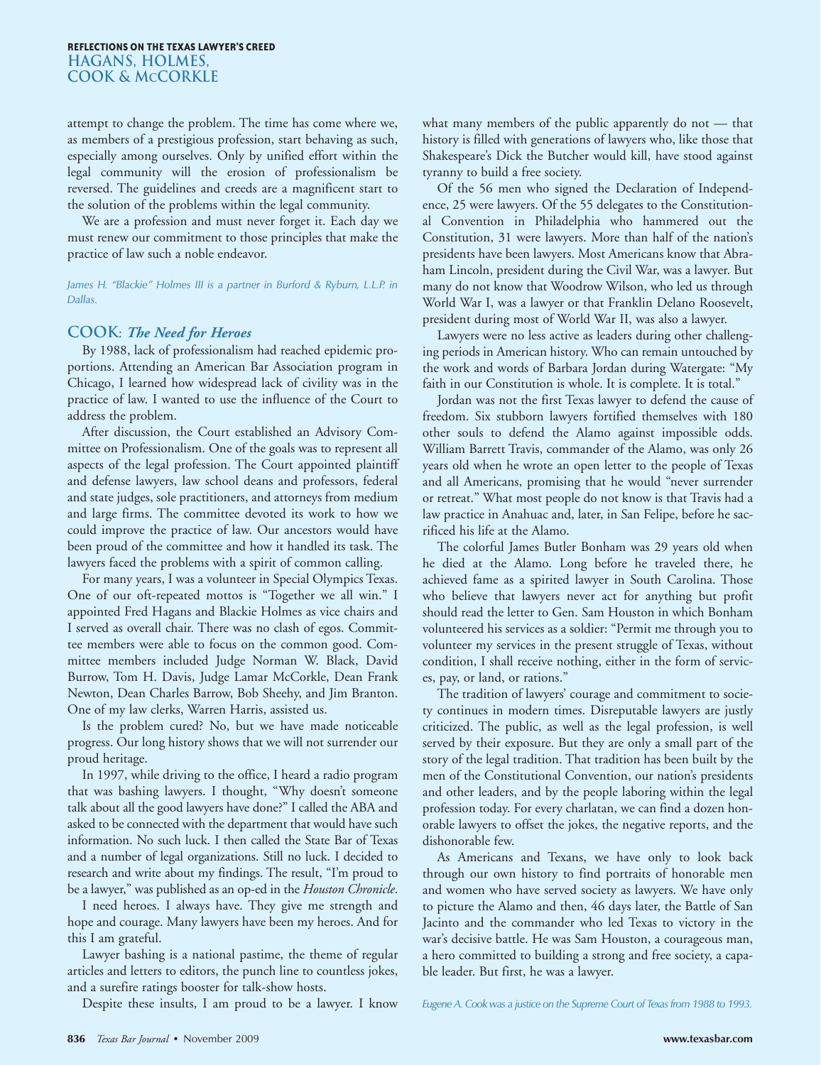attempt to change the problem. The time has come where we, as members of a prestigious profession, start behaving as such, especially among ourselves. Only by unified effort within the legal community will the erosion of professionalism be reversed. The guidelines and creeds are a magnificent start to the solution of the problems within the legal community.

We are a profession and must never forget it. Each day we must renew our commitment to those principles that make the practice of law such a noble endeavor.

*James H. "Blackie" Holmes III is a partner in Burford & Ryburn, L.L.P. in Dallas.*

## COOK: *The Need for Heroes*

By 1988, lack of professionalism had reached epidemic proportions. Attending an American Bar Association program in Chicago, I learned how widespread lack of civility was in the practice of law. I wanted to use the influence of the Court to address the problem.

After discussion, the Court established an Advisory Committee on Professionalism. One of the goals was to represent all aspects of the legal profession. The Court appointed plaintiff and defense lawyers, law school deans and professors, federal and state judges, sole practitioners, and attorneys from medium and large firms. The committee devoted its work to how we could improve the practice of law. Our ancestors would have been proud of the committee and how it handled its task. The lawyers faced the problems with a spirit of common calling.

For many years, I was a volunteer in Special Olympics Texas. One of our oft-repeated mottos is "Together we all win." I appointed Fred Hagans and Blackie Holmes as vice chairs and I served as overall chair. There was no clash of egos. Committee members were able to focus on the common good. Committee members included Judge Norman W. Black, David Burrow, Tom H. Davis, Judge Lamar McCorkle, Dean Frank Newton, Dean Charles Barrow, Bob Sheehy, and Jim Branton. One of my law clerks, Warren Harris, assisted us.

Is the problem cured? No, but we have made noticeable progress. Our long history shows that we will not surrender our proud heritage.

In 1997, while driving to the office, I heard a radio program that was bashing lawyers. I thought, "Why doesn't someone talk about all the good lawyers have done?" I called the ABA and asked to be connected with the department that would have such information. No such luck. I then called the State Bar of Texas and a number of legal organizations. Still no luck. I decided to research and write about my findings. The result, "I'm proud to be a lawyer," was published as an op-ed in the *Houston Chronicle*.

I need heroes. I always have. They give me strength and hope and courage. Many lawyers have been my heroes. And for this I am grateful.

Lawyer bashing is a national pastime, the theme of regular articles and letters to editors, the punch line to countless jokes, and a surefire ratings booster for talk-show hosts.

Despite these insults, I am proud to be a lawyer. I know what many members of the public apparently do not — that history is filled with generations of lawyers who, like those that Shakespeare's Dick the Butcher would kill, have stood against tyranny to build a free society.

Of the 56 men who signed the Declaration of Independence, 25 were lawyers. Of the 55 delegates to the Constitutional Convention in Philadelphia who hammered out the Constitution, 31 were lawyers. More than half of the nation's presidents have been lawyers. Most Americans know that Abraham Lincoln, president during the Civil War, was a lawyer. But many do not know that Woodrow Wilson, who led us through World War I, was a lawyer or that Franklin Delano Roosevelt, president during most of World War II, was also a lawyer.

Lawyers were no less active as leaders during other challenging periods in American history. Who can remain untouched by the work and words of Barbara Jordan during Watergate: "My faith in our Constitution is whole. It is complete. It is total."

Jordan was not the first Texas lawyer to defend the cause of freedom. Six stubborn lawyers fortified themselves with 180 other souls to defend the Alamo against impossible odds. William Barrett Travis, commander of the Alamo, was only 26 years old when he wrote an open letter to the people of Texas and all Americans, promising that he would "never surrender or retreat." What most people do not know is that Travis had a law practice in Anahuac and, later, in San Felipe, before he sacrificed his life at the Alamo.

The colorful James Butler Bonham was 29 years old when he died at the Alamo. Long before he traveled there, he achieved fame as a spirited lawyer in South Carolina. Those who believe that lawyers never act for anything but profit should read the letter to Gen. Sam Houston in which Bonham volunteered his services as a soldier: "Permit me through you to volunteer my services in the present struggle of Texas, without condition, I shall receive nothing, either in the form of services, pay, or land, or rations."

The tradition of lawyers' courage and commitment to society continues in modern times. Disreputable lawyers are justly criticized. The public, as well as the legal profession, is well served by their exposure. But they are only a small part of the story of the legal tradition. That tradition has been built by the men of the Constitutional Convention, our nation's presidents and other leaders, and by the people laboring within the legal profession today. For every charlatan, we can find a dozen honorable lawyers to offset the jokes, the negative reports, and the dishonorable few.

As Americans and Texans, we have only to look back through our own history to find portraits of honorable men and women who have served society as lawyers. We have only to picture the Alamo and then, 46 days later, the Battle of San Jacinto and the commander who led Texas to victory in the war's decisive battle. He was Sam Houston, a courageous man, a hero committed to building a strong and free society, a capable leader. But first, he was a lawyer.

*Eugene A. Cook was a justice on the Supreme Court of Texas from 1988 to 1993.*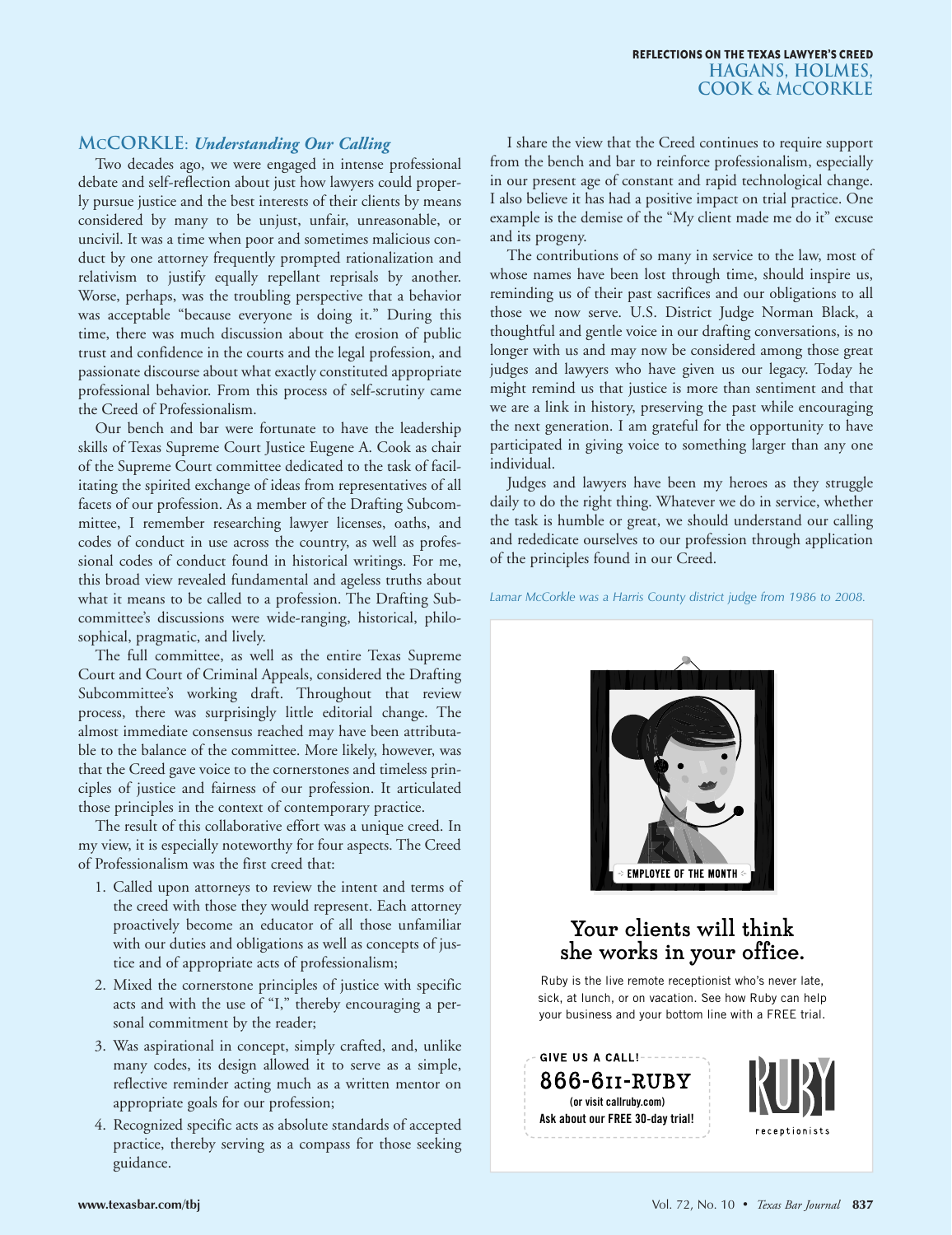## McCORKLE: *Understanding Our Calling*

Two decades ago, we were engaged in intense professional debate and self-reflection about just how lawyers could properly pursue justice and the best interests of their clients by means considered by many to be unjust, unfair, unreasonable, or uncivil. It was a time when poor and sometimes malicious conduct by one attorney frequently prompted rationalization and relativism to justify equally repellant reprisals by another. Worse, perhaps, was the troubling perspective that a behavior was acceptable "because everyone is doing it." During this time, there was much discussion about the erosion of public trust and confidence in the courts and the legal profession, and passionate discourse about what exactly constituted appropriate professional behavior. From this process of self-scrutiny came the Creed of Professionalism.

Our bench and bar were fortunate to have the leadership skills of Texas Supreme Court Justice Eugene A. Cook as chair of the Supreme Court committee dedicated to the task of facilitating the spirited exchange of ideas from representatives of all facets of our profession. As a member of the Drafting Subcommittee, I remember researching lawyer licenses, oaths, and codes of conduct in use across the country, as well as professional codes of conduct found in historical writings. For me, this broad view revealed fundamental and ageless truths about what it means to be called to a profession. The Drafting Subcommittee's discussions were wide-ranging, historical, philosophical, pragmatic, and lively.

The full committee, as well as the entire Texas Supreme Court and Court of Criminal Appeals, considered the Drafting Subcommittee's working draft. Throughout that review process, there was surprisingly little editorial change. The almost immediate consensus reached may have been attributable to the balance of the committee. More likely, however, was that the Creed gave voice to the cornerstones and timeless principles of justice and fairness of our profession. It articulated those principles in the context of contemporary practice.

The result of this collaborative effort was a unique creed. In my view, it is especially noteworthy for four aspects. The Creed of Professionalism was the first creed that:

1. Called upon attorneys to review the intent and terms of the creed with those they would represent. Each attorney proactively become an educator of all those unfamiliar with our duties and obligations as well as concepts of justice and of appropriate acts of professionalism;
2. Mixed the cornerstone principles of justice with specific acts and with the use of "I," thereby encouraging a personal commitment by the reader;
3. Was aspirational in concept, simply crafted, and, unlike many codes, its design allowed it to serve as a simple, reflective reminder acting much as a written mentor on appropriate goals for our profession;
4. Recognized specific acts as absolute standards of accepted practice, thereby serving as a compass for those seeking guidance.

I share the view that the Creed continues to require support from the bench and bar to reinforce professionalism, especially in our present age of constant and rapid technological change. I also believe it has had a positive impact on trial practice. One example is the demise of the "My client made me do it" excuse and its progeny.

The contributions of so many in service to the law, most of whose names have been lost through time, should inspire us, reminding us of their past sacrifices and our obligations to all those we now serve. U.S. District Judge Norman Black, a thoughtful and gentle voice in our drafting conversations, is no longer with us and may now be considered among those great judges and lawyers who have given us our legacy. Today he might remind us that justice is more than sentiment and that we are a link in history, preserving the past while encouraging the next generation. I am grateful for the opportunity to have participated in giving voice to something larger than any one individual.

Judges and lawyers have been my heroes as they struggle daily to do the right thing. Whatever we do in service, whether the task is humble or great, we should understand our calling and rededicate ourselves to our profession through application of the principles found in our Creed.

*Lamar McCorkle was a Harris County district judge from 1986 to 2008.*

EMPLOYEE OF THE MONTH

**Your clients will think she works in your office.**

Ruby is the live remote receptionist who's never late, sick, at lunch, or on vacation. See how Ruby can help your business and your bottom line with a FREE trial.

GIVE US A CALL!
866-611-RUBY
(or visit callruby.com)
Ask about our FREE 30-day trial!

RUBY receptionists